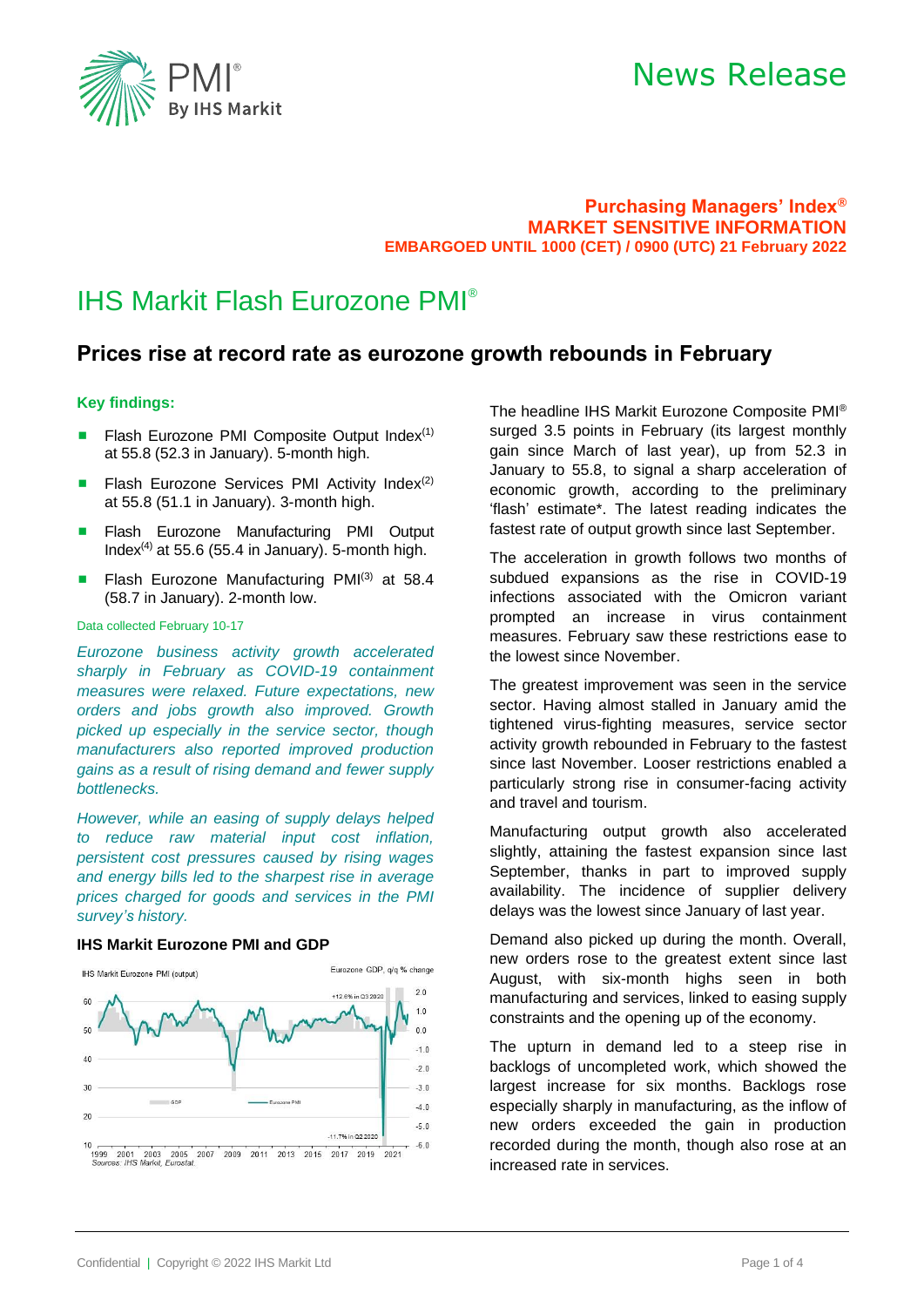# News Release

**Purchasing Managers' Index®**
**MARKET SENSITIVE INFORMATION**
**EMBARGOED UNTIL 1000 (CET) / 0900 (UTC) 21 February 2022**

# IHS Markit Flash Eurozone PMI®

## Prices rise at record rate as eurozone growth rebounds in February

### Key findings:

- Flash Eurozone PMI Composite Output Index(1) at 55.8 (52.3 in January). 5-month high.
- Flash Eurozone Services PMI Activity Index(2) at 55.8 (51.1 in January). 3-month high.
- Flash Eurozone Manufacturing PMI Output Index(4) at 55.6 (55.4 in January). 5-month high.
- Flash Eurozone Manufacturing PMI(3) at 58.4 (58.7 in January). 2-month low.

Data collected February 10-17

*Eurozone business activity growth accelerated sharply in February as COVID-19 containment measures were relaxed. Future expectations, new orders and jobs growth also improved. Growth picked up especially in the service sector, though manufacturers also reported improved production gains as a result of rising demand and fewer supply bottlenecks.*

*However, while an easing of supply delays helped to reduce raw material input cost inflation, persistent cost pressures caused by rising wages and energy bills led to the sharpest rise in average prices charged for goods and services in the PMI survey's history.*

**IHS Markit Eurozone PMI and GDP**

Sources: IHS Markit, Eurostat.

The headline IHS Markit Eurozone Composite PMI® surged 3.5 points in February (its largest monthly gain since March of last year), up from 52.3 in January to 55.8, to signal a sharp acceleration of economic growth, according to the preliminary 'flash' estimate*. The latest reading indicates the fastest rate of output growth since last September.

The acceleration in growth follows two months of subdued expansions as the rise in COVID-19 infections associated with the Omicron variant prompted an increase in virus containment measures. February saw these restrictions ease to the lowest since November.

The greatest improvement was seen in the service sector. Having almost stalled in January amid the tightened virus-fighting measures, service sector activity growth rebounded in February to the fastest since last November. Looser restrictions enabled a particularly strong rise in consumer-facing activity and travel and tourism.

Manufacturing output growth also accelerated slightly, attaining the fastest expansion since last September, thanks in part to improved supply availability. The incidence of supplier delivery delays was the lowest since January of last year.

Demand also picked up during the month. Overall, new orders rose to the greatest extent since last August, with six-month highs seen in both manufacturing and services, linked to easing supply constraints and the opening up of the economy.

The upturn in demand led to a steep rise in backlogs of uncompleted work, which showed the largest increase for six months. Backlogs rose especially sharply in manufacturing, as the inflow of new orders exceeded the gain in production recorded during the month, though also rose at an increased rate in services.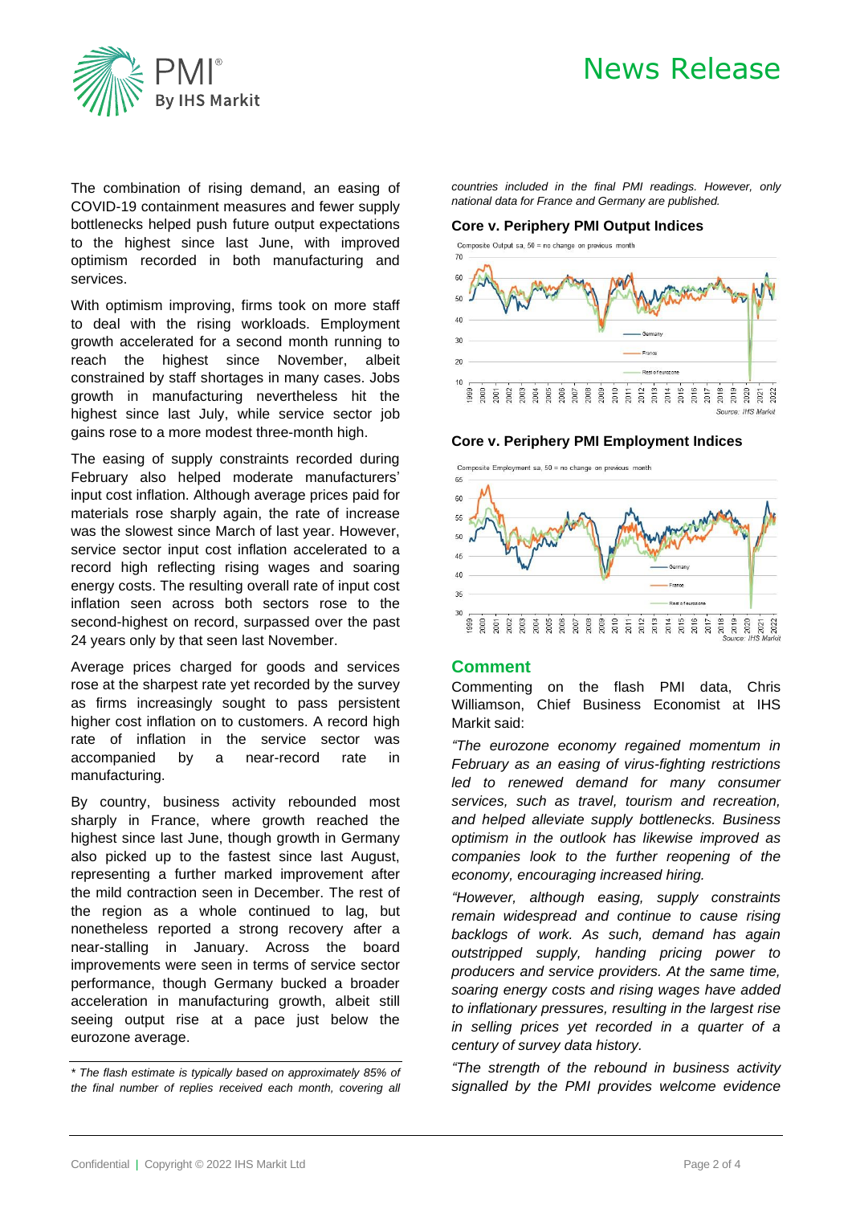The combination of rising demand, an easing of COVID-19 containment measures and fewer supply bottlenecks helped push future output expectations to the highest since last June, with improved optimism recorded in both manufacturing and services.

With optimism improving, firms took on more staff to deal with the rising workloads. Employment growth accelerated for a second month running to reach the highest since November, albeit constrained by staff shortages in many cases. Jobs growth in manufacturing nevertheless hit the highest since last July, while service sector job gains rose to a more modest three-month high.

The easing of supply constraints recorded during February also helped moderate manufacturers' input cost inflation. Although average prices paid for materials rose sharply again, the rate of increase was the slowest since March of last year. However, service sector input cost inflation accelerated to a record high reflecting rising wages and soaring energy costs. The resulting overall rate of input cost inflation seen across both sectors rose to the second-highest on record, surpassed over the past 24 years only by that seen last November.

Average prices charged for goods and services rose at the sharpest rate yet recorded by the survey as firms increasingly sought to pass persistent higher cost inflation on to customers. A record high rate of inflation in the service sector was accompanied by a near-record rate in manufacturing.

By country, business activity rebounded most sharply in France, where growth reached the highest since last June, though growth in Germany also picked up to the fastest since last August, representing a further marked improvement after the mild contraction seen in December. The rest of the region as a whole continued to lag, but nonetheless reported a strong recovery after a near-stalling in January. Across the board improvements were seen in terms of service sector performance, though Germany bucked a broader acceleration in manufacturing growth, albeit still seeing output rise at a pace just below the eurozone average.

*\* The flash estimate is typically based on approximately 85% of the final number of replies received each month, covering all countries included in the final PMI readings. However, only national data for France and Germany are published.*

**Core v. Periphery PMI Output Indices**

Composite Output sa, 50 = no change on previous month

Germany, France, Rest of eurozone

*Source: IHS Markit*

**Core v. Periphery PMI Employment Indices**

Composite Employment sa, 50 = no change on previous month

Germany, France, Rest of eurozone

*Source: IHS Markit*

## Comment

Commenting on the flash PMI data, Chris Williamson, Chief Business Economist at IHS Markit said:

*"The eurozone economy regained momentum in February as an easing of virus-fighting restrictions led to renewed demand for many consumer services, such as travel, tourism and recreation, and helped alleviate supply bottlenecks. Business optimism in the outlook has likewise improved as companies look to the further reopening of the economy, encouraging increased hiring.*

*"However, although easing, supply constraints remain widespread and continue to cause rising backlogs of work. As such, demand has again outstripped supply, handing pricing power to producers and service providers. At the same time, soaring energy costs and rising wages have added to inflationary pressures, resulting in the largest rise in selling prices yet recorded in a quarter of a century of survey data history.*

*"The strength of the rebound in business activity signalled by the PMI provides welcome evidence*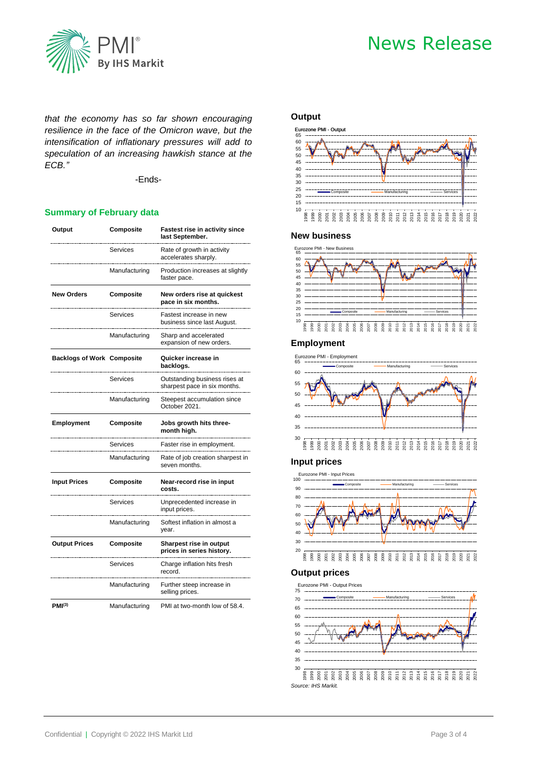*that the economy has so far shown encouraging resilience in the face of the Omicron wave, but the intensification of inflationary pressures will add to speculation of an increasing hawkish stance at the ECB."*

-Ends-

## Summary of February data

| | | |
|---|---|---|
| **Output** | **Composite** | **Fastest rise in activity since last September.** |
| | Services | Rate of growth in activity accelerates sharply. |
| | Manufacturing | Production increases at slightly faster pace. |
| **New Orders** | **Composite** | **New orders rise at quickest pace in six months.** |
| | Services | Fastest increase in new business since last August. |
| | Manufacturing | Sharp and accelerated expansion of new orders. |
| **Backlogs of Work** | **Composite** | **Quicker increase in backlogs.** |
| | Services | Outstanding business rises at sharpest pace in six months. |
| | Manufacturing | Steepest accumulation since October 2021. |
| **Employment** | **Composite** | **Jobs growth hits three-month high.** |
| | Services | Faster rise in employment. |
| | Manufacturing | Rate of job creation sharpest in seven months. |
| **Input Prices** | **Composite** | **Near-record rise in input costs.** |
| | Services | Unprecedented increase in input prices. |
| | Manufacturing | Softest inflation in almost a year. |
| **Output Prices** | **Composite** | **Sharpest rise in output prices in series history.** |
| | Services | Charge inflation hits fresh record. |
| | Manufacturing | Further steep increase in selling prices. |
| **PMI[3]** | Manufacturing | PMI at two-month low of 58.4. |

### Output

Eurozone PMI - Output

### New business

Eurozone PMI - New Business

### Employment

Eurozone PMI - Employment

### Input prices

Eurozone PMI - Input Prices

### Output prices

Eurozone PMI - Output Prices

*Source: IHS Markit.*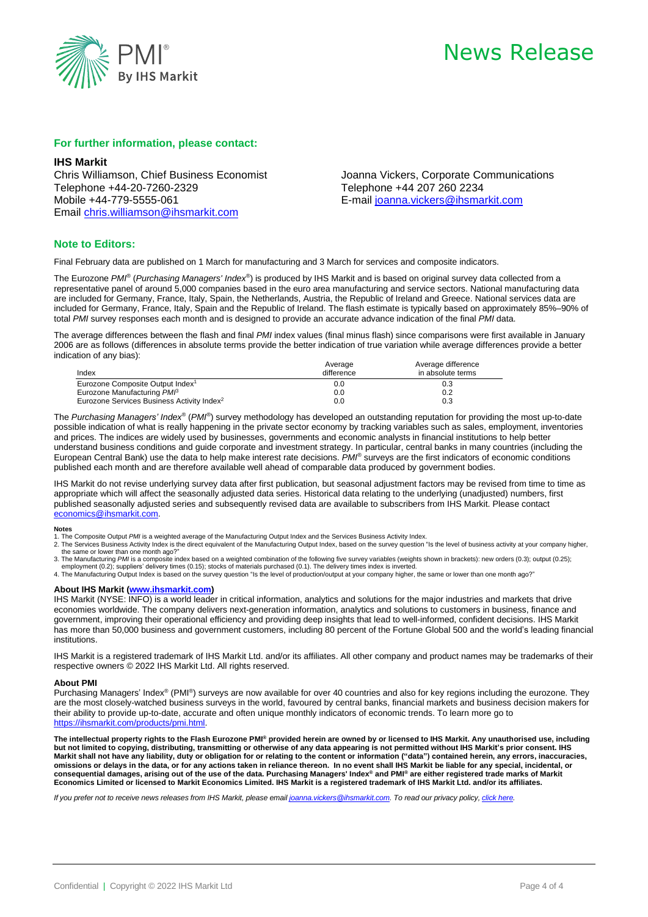## For further information, please contact:

**IHS Markit**
Chris Williamson, Chief Business Economist
Telephone +44-20-7260-2329
Mobile +44-779-5555-061
Email chris.williamson@ihsmarkit.com

Joanna Vickers, Corporate Communications
Telephone +44 207 260 2234
E-mail joanna.vickers@ihsmarkit.com

## Note to Editors:

Final February data are published on 1 March for manufacturing and 3 March for services and composite indicators.

The Eurozone *PMI*® (*Purchasing Managers' Index*®) is produced by IHS Markit and is based on original survey data collected from a representative panel of around 5,000 companies based in the euro area manufacturing and service sectors. National manufacturing data are included for Germany, France, Italy, Spain, the Netherlands, Austria, the Republic of Ireland and Greece. National services data are included for Germany, France, Italy, Spain and the Republic of Ireland. The flash estimate is typically based on approximately 85%–90% of total *PMI* survey responses each month and is designed to provide an accurate advance indication of the final *PMI* data.

The average differences between the flash and final *PMI* index values (final minus flash) since comparisons were first available in January 2006 are as follows (differences in absolute terms provide the better indication of true variation while average differences provide a better indication of any bias):

| Index | Average difference | Average difference in absolute terms |
|---|---|---|
| Eurozone Composite Output Index[1] | 0.0 | 0.3 |
| Eurozone Manufacturing *PMI*[3] | 0.0 | 0.2 |
| Eurozone Services Business Activity Index[2] | 0.0 | 0.3 |

The *Purchasing Managers' Index*® (*PMI*®) survey methodology has developed an outstanding reputation for providing the most up-to-date possible indication of what is really happening in the private sector economy by tracking variables such as sales, employment, inventories and prices. The indices are widely used by businesses, governments and economic analysts in financial institutions to help better understand business conditions and guide corporate and investment strategy. In particular, central banks in many countries (including the European Central Bank) use the data to help make interest rate decisions. *PMI*® surveys are the first indicators of economic conditions published each month and are therefore available well ahead of comparable data produced by government bodies.

IHS Markit do not revise underlying survey data after first publication, but seasonal adjustment factors may be revised from time to time as appropriate which will affect the seasonally adjusted data series. Historical data relating to the underlying (unadjusted) numbers, first published seasonally adjusted series and subsequently revised data are available to subscribers from IHS Markit. Please contact economics@ihsmarkit.com.

**Notes**

1. The Composite Output *PMI* is a weighted average of the Manufacturing Output Index and the Services Business Activity Index.
2. The Services Business Activity Index is the direct equivalent of the Manufacturing Output Index, based on the survey question "Is the level of business activity at your company higher, the same or lower than one month ago?"
3. The Manufacturing *PMI* is a composite index based on a weighted combination of the following five survey variables (weights shown in brackets): new orders (0.3); output (0.25); employment (0.2); suppliers' delivery times (0.15); stocks of materials purchased (0.1). The delivery times index is inverted.
4. The Manufacturing Output Index is based on the survey question "Is the level of production/output at your company higher, the same or lower than one month ago?"

**About IHS Markit (www.ihsmarkit.com)**

IHS Markit (NYSE: INFO) is a world leader in critical information, analytics and solutions for the major industries and markets that drive economies worldwide. The company delivers next-generation information, analytics and solutions to customers in business, finance and government, improving their operational efficiency and providing deep insights that lead to well-informed, confident decisions. IHS Markit has more than 50,000 business and government customers, including 80 percent of the Fortune Global 500 and the world's leading financial institutions.

IHS Markit is a registered trademark of IHS Markit Ltd. and/or its affiliates. All other company and product names may be trademarks of their respective owners © 2022 IHS Markit Ltd. All rights reserved.

**About PMI**

Purchasing Managers' Index® (PMI®) surveys are now available for over 40 countries and also for key regions including the eurozone. They are the most closely-watched business surveys in the world, favoured by central banks, financial markets and business decision makers for their ability to provide up-to-date, accurate and often unique monthly indicators of economic trends. To learn more go to https://ihsmarkit.com/products/pmi.html.

**The intellectual property rights to the Flash Eurozone PMI® provided herein are owned by or licensed to IHS Markit. Any unauthorised use, including but not limited to copying, distributing, transmitting or otherwise of any data appearing is not permitted without IHS Markit's prior consent. IHS Markit shall not have any liability, duty or obligation for or relating to the content or information ("data") contained herein, any errors, inaccuracies, omissions or delays in the data, or for any actions taken in reliance thereon. In no event shall IHS Markit be liable for any special, incidental, or consequential damages, arising out of the use of the data. Purchasing Managers' Index® and PMI® are either registered trade marks of Markit Economics Limited or licensed to Markit Economics Limited. IHS Markit is a registered trademark of IHS Markit Ltd. and/or its affiliates.**

*If you prefer not to receive news releases from IHS Markit, please email joanna.vickers@ihsmarkit.com. To read our privacy policy, click here.*